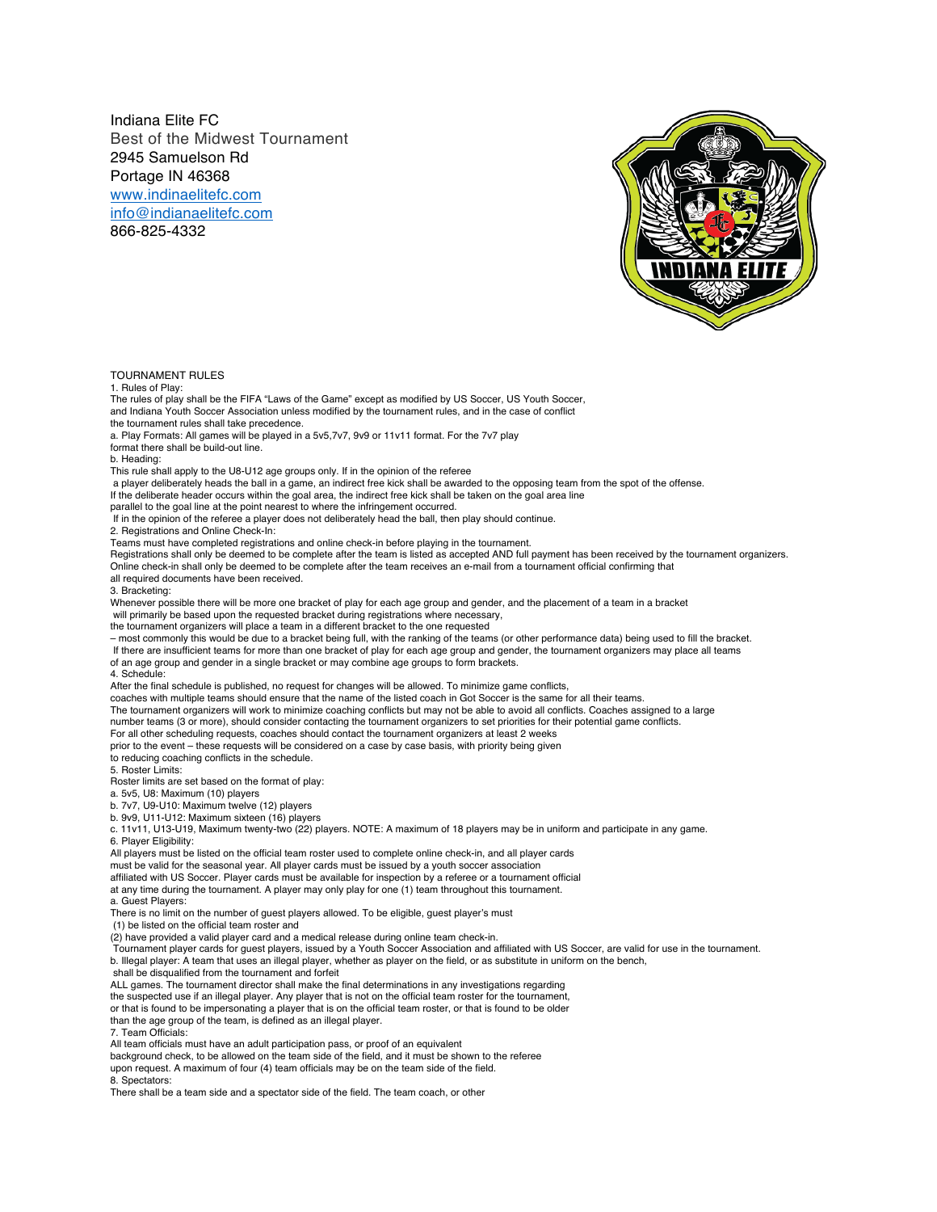Indiana Elite FC
Best of the Midwest Tournament
2945 Samuelson Rd
Portage IN 46368
[www.indinaelitefc.com](http://www.indinaelitefc.com)
[info@indianaelitefc.com](mailto:info@indianaelitefc.com)
866-825-4332

TOURNAMENT RULES

1. Rules of Play:

The rules of play shall be the FIFA "Laws of the Game" except as modified by US Soccer, US Youth Soccer, and Indiana Youth Soccer Association unless modified by the tournament rules, and in the case of conflict the tournament rules shall take precedence.

a. Play Formats: All games will be played in a 5v5,7v7, 9v9 or 11v11 format. For the 7v7 play format there shall be build-out line.

b. Heading:

This rule shall apply to the U8-U12 age groups only. If in the opinion of the referee a player deliberately heads the ball in a game, an indirect free kick shall be awarded to the opposing team from the spot of the offense. If the deliberate header occurs within the goal area, the indirect free kick shall be taken on the goal area line parallel to the goal line at the point nearest to where the infringement occurred.
If in the opinion of the referee a player does not deliberately head the ball, then play should continue.

2. Registrations and Online Check-In:

Teams must have completed registrations and online check-in before playing in the tournament.
Registrations shall only be deemed to be complete after the team is listed as accepted AND full payment has been received by the tournament organizers.
Online check-in shall only be deemed to be complete after the team receives an e-mail from a tournament official confirming that all required documents have been received.

3. Bracketing:

Whenever possible there will be more one bracket of play for each age group and gender, and the placement of a team in a bracket will primarily be based upon the requested bracket during registrations where necessary, the tournament organizers will place a team in a different bracket to the one requested – most commonly this would be due to a bracket being full, with the ranking of the teams (or other performance data) being used to fill the bracket.
If there are insufficient teams for more than one bracket of play for each age group and gender, the tournament organizers may place all teams of an age group and gender in a single bracket or may combine age groups to form brackets.

4. Schedule:

After the final schedule is published, no request for changes will be allowed. To minimize game conflicts, coaches with multiple teams should ensure that the name of the listed coach in Got Soccer is the same for all their teams.
The tournament organizers will work to minimize coaching conflicts but may not be able to avoid all conflicts. Coaches assigned to a large number teams (3 or more), should consider contacting the tournament organizers to set priorities for their potential game conflicts.
For all other scheduling requests, coaches should contact the tournament organizers at least 2 weeks prior to the event – these requests will be considered on a case by case basis, with priority being given to reducing coaching conflicts in the schedule.

5. Roster Limits:

Roster limits are set based on the format of play:

a. 5v5, U8: Maximum (10) players
b. 7v7, U9-U10: Maximum twelve (12) players
b. 9v9, U11-U12: Maximum sixteen (16) players
c. 11v11, U13-U19, Maximum twenty-two (22) players. NOTE: A maximum of 18 players may be in uniform and participate in any game.

6. Player Eligibility:

All players must be listed on the official team roster used to complete online check-in, and all player cards must be valid for the seasonal year. All player cards must be issued by a youth soccer association affiliated with US Soccer. Player cards must be available for inspection by a referee or a tournament official at any time during the tournament. A player may only play for one (1) team throughout this tournament.

a. Guest Players:

There is no limit on the number of guest players allowed. To be eligible, guest player's must
(1) be listed on the official team roster and
(2) have provided a valid player card and a medical release during online team check-in.
Tournament player cards for guest players, issued by a Youth Soccer Association and affiliated with US Soccer, are valid for use in the tournament.

b. Illegal player: A team that uses an illegal player, whether as player on the field, or as substitute in uniform on the bench, shall be disqualified from the tournament and forfeit ALL games. The tournament director shall make the final determinations in any investigations regarding the suspected use if an illegal player. Any player that is not on the official team roster for the tournament, or that is found to be impersonating a player that is on the official team roster, or that is found to be older than the age group of the team, is defined as an illegal player.

7. Team Officials:

All team officials must have an adult participation pass, or proof of an equivalent background check, to be allowed on the team side of the field, and it must be shown to the referee upon request. A maximum of four (4) team officials may be on the team side of the field.

8. Spectators:

There shall be a team side and a spectator side of the field. The team coach, or other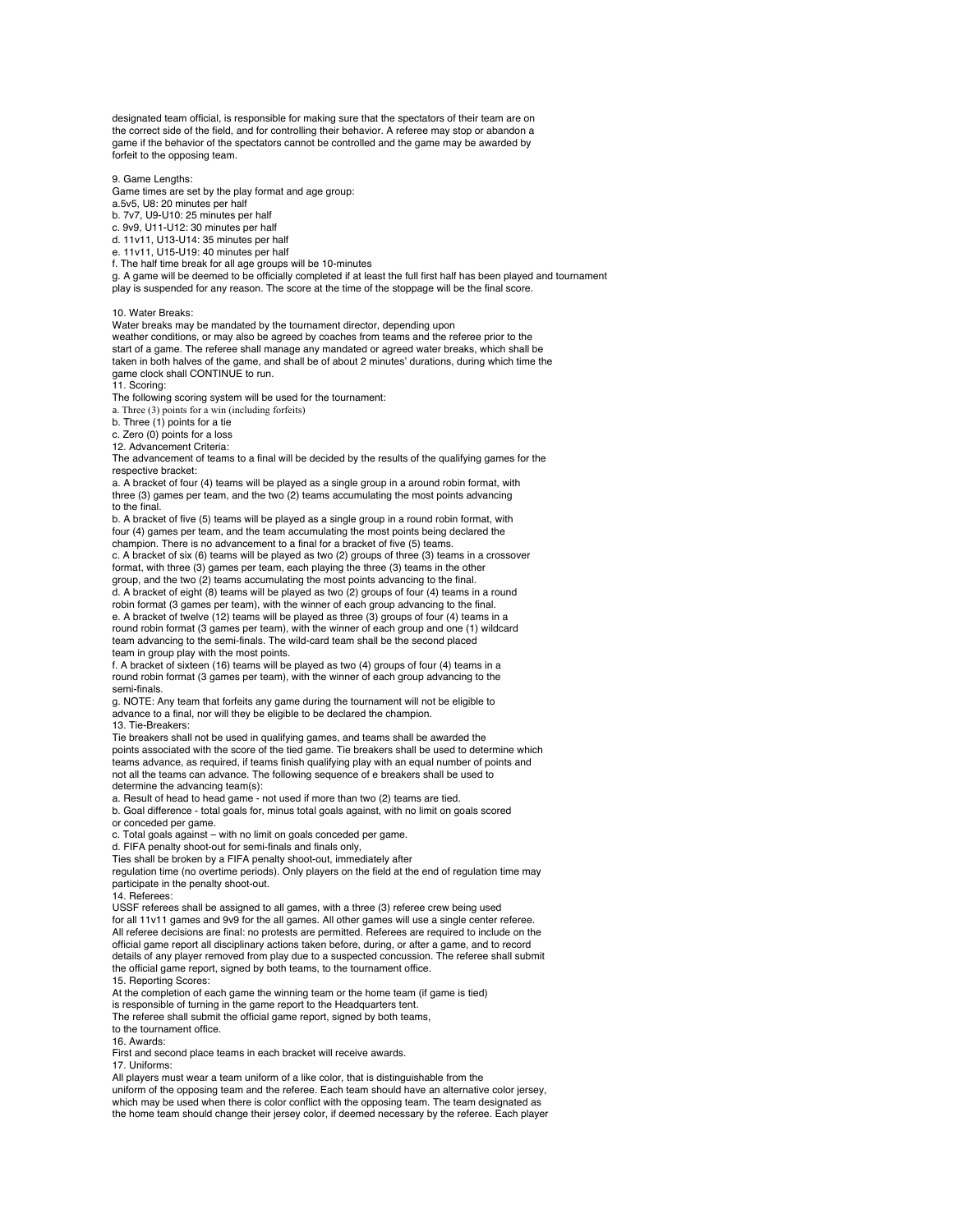designated team official, is responsible for making sure that the spectators of their team are on the correct side of the field, and for controlling their behavior. A referee may stop or abandon a game if the behavior of the spectators cannot be controlled and the game may be awarded by forfeit to the opposing team.

9. Game Lengths:
Game times are set by the play format and age group:
a.5v5, U8: 20 minutes per half
b. 7v7, U9-U10: 25 minutes per half
c. 9v9, U11-U12: 30 minutes per half
d. 11v11, U13-U14: 35 minutes per half
e. 11v11, U15-U19: 40 minutes per half
f. The half time break for all age groups will be 10-minutes
g. A game will be deemed to be officially completed if at least the full first half has been played and tournament play is suspended for any reason. The score at the time of the stoppage will be the final score.

10. Water Breaks:
Water breaks may be mandated by the tournament director, depending upon weather conditions, or may also be agreed by coaches from teams and the referee prior to the start of a game. The referee shall manage any mandated or agreed water breaks, which shall be taken in both halves of the game, and shall be of about 2 minutes' durations, during which time the game clock shall CONTINUE to run.
11. Scoring:
The following scoring system will be used for the tournament:
a. Three (3) points for a win (including forfeits)
b. Three (1) points for a tie
c. Zero (0) points for a loss
12. Advancement Criteria:
The advancement of teams to a final will be decided by the results of the qualifying games for the respective bracket:
a. A bracket of four (4) teams will be played as a single group in a around robin format, with three (3) games per team, and the two (2) teams accumulating the most points advancing to the final.
b. A bracket of five (5) teams will be played as a single group in a round robin format, with four (4) games per team, and the team accumulating the most points being declared the champion. There is no advancement to a final for a bracket of five (5) teams.
c. A bracket of six (6) teams will be played as two (2) groups of three (3) teams in a crossover format, with three (3) games per team, each playing the three (3) teams in the other group, and the two (2) teams accumulating the most points advancing to the final.
d. A bracket of eight (8) teams will be played as two (2) groups of four (4) teams in a round robin format (3 games per team), with the winner of each group advancing to the final.
e. A bracket of twelve (12) teams will be played as three (3) groups of four (4) teams in a round robin format (3 games per team), with the winner of each group and one (1) wildcard team advancing to the semi-finals. The wild-card team shall be the second placed team in group play with the most points.
f. A bracket of sixteen (16) teams will be played as two (4) groups of four (4) teams in a round robin format (3 games per team), with the winner of each group advancing to the semi-finals.
g. NOTE: Any team that forfeits any game during the tournament will not be eligible to advance to a final, nor will they be eligible to be declared the champion.
13. Tie-Breakers:
Tie breakers shall not be used in qualifying games, and teams shall be awarded the points associated with the score of the tied game. Tie breakers shall be used to determine which teams advance, as required, if teams finish qualifying play with an equal number of points and not all the teams can advance. The following sequence of e breakers shall be used to determine the advancing team(s):
a. Result of head to head game - not used if more than two (2) teams are tied.
b. Goal difference - total goals for, minus total goals against, with no limit on goals scored or conceded per game.
c. Total goals against – with no limit on goals conceded per game.
d. FIFA penalty shoot-out for semi-finals and finals only,
Ties shall be broken by a FIFA penalty shoot-out, immediately after regulation time (no overtime periods). Only players on the field at the end of regulation time may participate in the penalty shoot-out.
14. Referees:
USSF referees shall be assigned to all games, with a three (3) referee crew being used for all 11v11 games and 9v9 for the all games. All other games will use a single center referee. All referee decisions are final: no protests are permitted. Referees are required to include on the official game report all disciplinary actions taken before, during, or after a game, and to record details of any player removed from play due to a suspected concussion. The referee shall submit the official game report, signed by both teams, to the tournament office.
15. Reporting Scores:
At the completion of each game the winning team or the home team (if game is tied) is responsible of turning in the game report to the Headquarters tent.
The referee shall submit the official game report, signed by both teams, to the tournament office.
16. Awards:
First and second place teams in each bracket will receive awards.
17. Uniforms:
All players must wear a team uniform of a like color, that is distinguishable from the uniform of the opposing team and the referee. Each team should have an alternative color jersey, which may be used when there is color conflict with the opposing team. The team designated as the home team should change their jersey color, if deemed necessary by the referee. Each player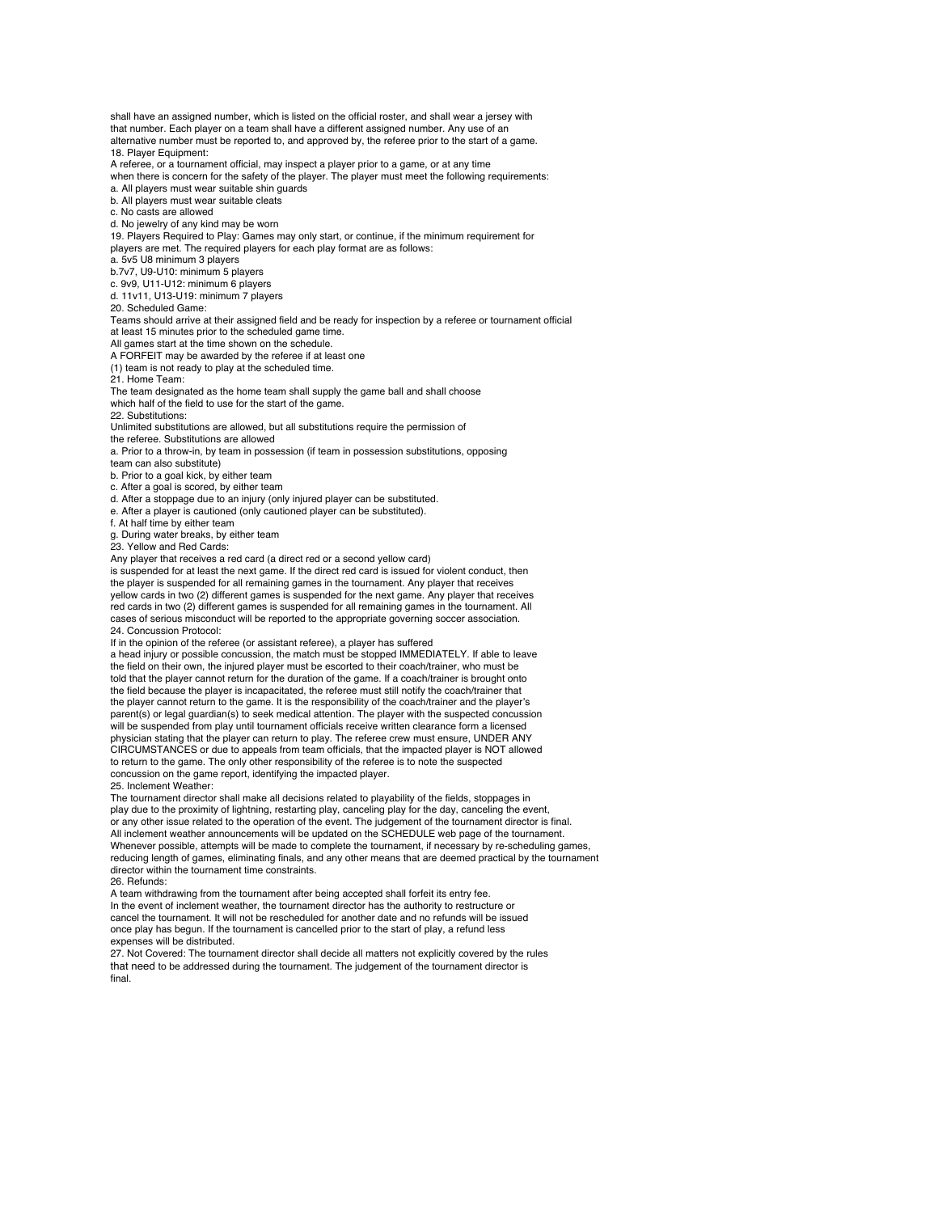shall have an assigned number, which is listed on the official roster, and shall wear a jersey with that number. Each player on a team shall have a different assigned number. Any use of an alternative number must be reported to, and approved by, the referee prior to the start of a game.

18. Player Equipment:

A referee, or a tournament official, may inspect a player prior to a game, or at any time when there is concern for the safety of the player. The player must meet the following requirements:

a. All players must wear suitable shin guards
b. All players must wear suitable cleats
c. No casts are allowed
d. No jewelry of any kind may be worn

19. Players Required to Play: Games may only start, or continue, if the minimum requirement for players are met. The required players for each play format are as follows:

a. 5v5 U8 minimum 3 players
b.7v7, U9-U10: minimum 5 players
c. 9v9, U11-U12: minimum 6 players
d. 11v11, U13-U19: minimum 7 players

20. Scheduled Game:

Teams should arrive at their assigned field and be ready for inspection by a referee or tournament official at least 15 minutes prior to the scheduled game time.

All games start at the time shown on the schedule.

A FORFEIT may be awarded by the referee if at least one (1) team is not ready to play at the scheduled time.

21. Home Team:

The team designated as the home team shall supply the game ball and shall choose which half of the field to use for the start of the game.

22. Substitutions:

Unlimited substitutions are allowed, but all substitutions require the permission of the referee. Substitutions are allowed

a. Prior to a throw-in, by team in possession (if team in possession substitutions, opposing team can also substitute)
b. Prior to a goal kick, by either team
c. After a goal is scored, by either team
d. After a stoppage due to an injury (only injured player can be substituted.
e. After a player is cautioned (only cautioned player can be substituted).
f. At half time by either team
g. During water breaks, by either team

23. Yellow and Red Cards:

Any player that receives a red card (a direct red or a second yellow card) is suspended for at least the next game. If the direct red card is issued for violent conduct, then the player is suspended for all remaining games in the tournament. Any player that receives yellow cards in two (2) different games is suspended for the next game. Any player that receives red cards in two (2) different games is suspended for all remaining games in the tournament. All cases of serious misconduct will be reported to the appropriate governing soccer association.

24. Concussion Protocol:

If in the opinion of the referee (or assistant referee), a player has suffered a head injury or possible concussion, the match must be stopped IMMEDIATELY. If able to leave the field on their own, the injured player must be escorted to their coach/trainer, who must be told that the player cannot return for the duration of the game. If a coach/trainer is brought onto the field because the player is incapacitated, the referee must still notify the coach/trainer that the player cannot return to the game. It is the responsibility of the coach/trainer and the player's parent(s) or legal guardian(s) to seek medical attention. The player with the suspected concussion will be suspended from play until tournament officials receive written clearance form a licensed physician stating that the player can return to play. The referee crew must ensure, UNDER ANY CIRCUMSTANCES or due to appeals from team officials, that the impacted player is NOT allowed to return to the game. The only other responsibility of the referee is to note the suspected concussion on the game report, identifying the impacted player.

25. Inclement Weather:

The tournament director shall make all decisions related to playability of the fields, stoppages in play due to the proximity of lightning, restarting play, canceling play for the day, canceling the event, or any other issue related to the operation of the event. The judgement of the tournament director is final. All inclement weather announcements will be updated on the SCHEDULE web page of the tournament. Whenever possible, attempts will be made to complete the tournament, if necessary by re-scheduling games, reducing length of games, eliminating finals, and any other means that are deemed practical by the tournament director within the tournament time constraints.

26. Refunds:

A team withdrawing from the tournament after being accepted shall forfeit its entry fee. In the event of inclement weather, the tournament director has the authority to restructure or cancel the tournament. It will not be rescheduled for another date and no refunds will be issued once play has begun. If the tournament is cancelled prior to the start of play, a refund less expenses will be distributed.

27. Not Covered: The tournament director shall decide all matters not explicitly covered by the rules that need to be addressed during the tournament. The judgement of the tournament director is final.